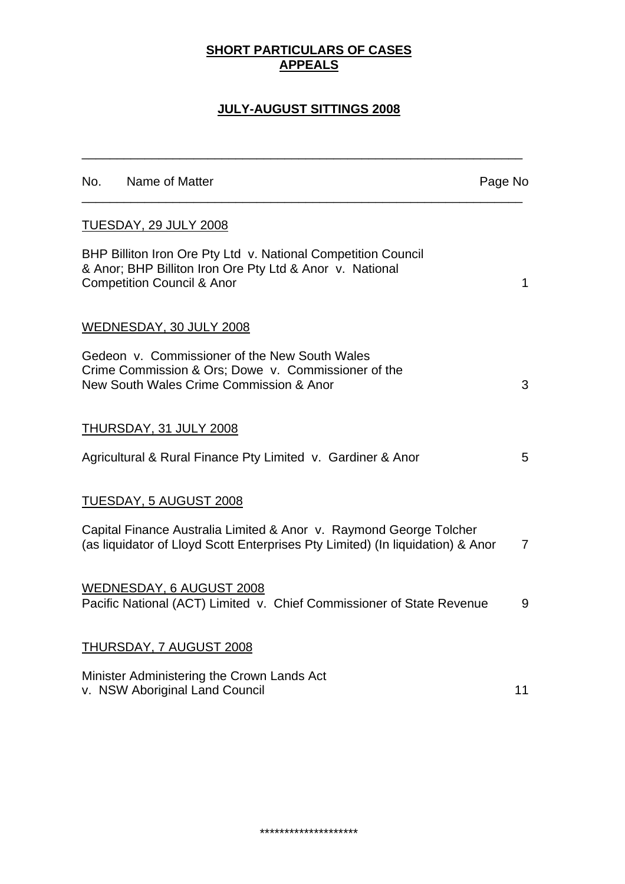# SHORT PARTICULARS OF CASES APPEALS

## JULY-AUGUST SITTINGS 2008

| No. Name of Matter | Page No |
| --- | --- |
| TUESDAY, 29 JULY 2008 | |
| BHP Billiton Iron Ore Pty Ltd v. National Competition Council & Anor; BHP Billiton Iron Ore Pty Ltd & Anor v. National Competition Council & Anor | 1 |
| WEDNESDAY, 30 JULY 2008 | |
| Gedeon v. Commissioner of the New South Wales Crime Commission & Ors; Dowe v. Commissioner of the New South Wales Crime Commission & Anor | 3 |
| THURSDAY, 31 JULY 2008 | |
| Agricultural & Rural Finance Pty Limited v. Gardiner & Anor | 5 |
| TUESDAY, 5 AUGUST 2008 | |
| Capital Finance Australia Limited & Anor v. Raymond George Tolcher (as liquidator of Lloyd Scott Enterprises Pty Limited) (In liquidation) & Anor | 7 |
| WEDNESDAY, 6 AUGUST 2008 | |
| Pacific National (ACT) Limited v. Chief Commissioner of State Revenue | 9 |
| THURSDAY, 7 AUGUST 2008 | |
| Minister Administering the Crown Lands Act v. NSW Aboriginal Land Council | 11 |

********************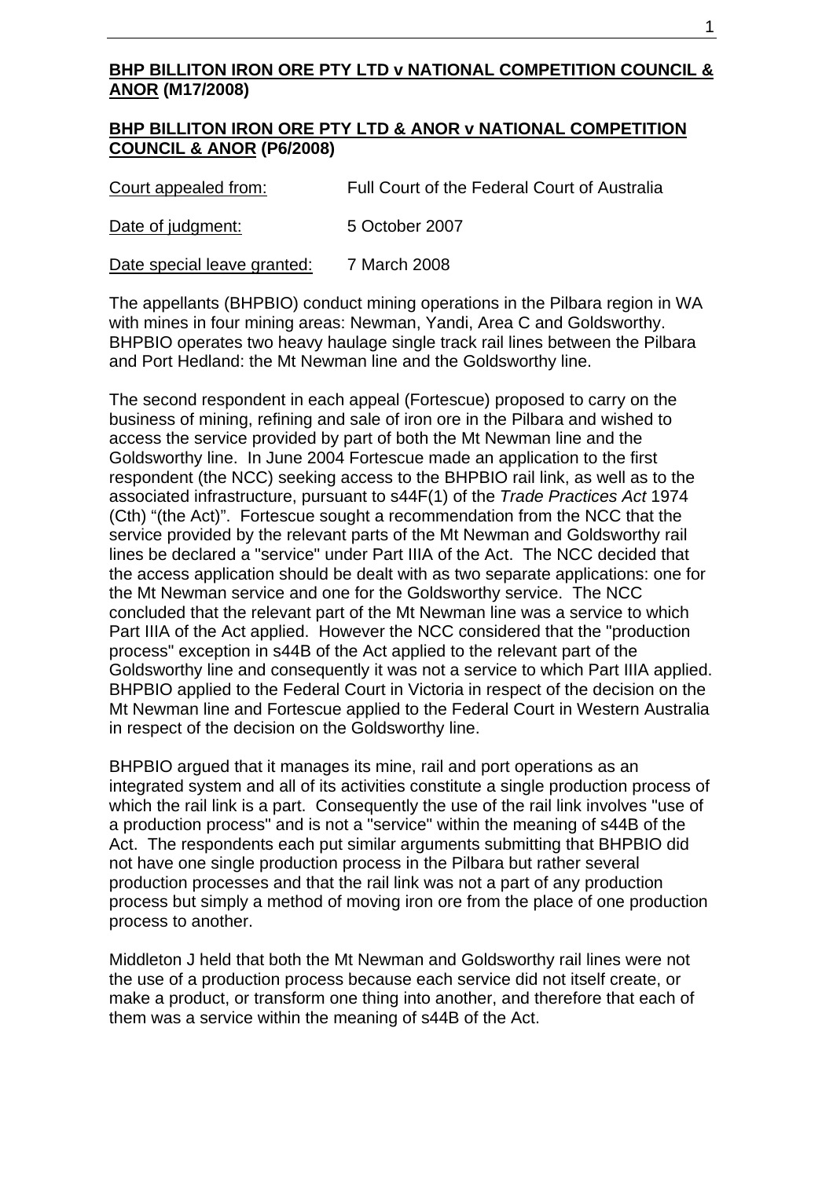**BHP BILLITON IRON ORE PTY LTD v NATIONAL COMPETITION COUNCIL & ANOR (M17/2008)**

**BHP BILLITON IRON ORE PTY LTD & ANOR v NATIONAL COMPETITION COUNCIL & ANOR (P6/2008)**

| Court appealed from: | Full Court of the Federal Court of Australia |
| --- | --- |
| Date of judgment: | 5 October 2007 |
| Date special leave granted: | 7 March 2008 |

The appellants (BHPBIO) conduct mining operations in the Pilbara region in WA with mines in four mining areas: Newman, Yandi, Area C and Goldsworthy. BHPBIO operates two heavy haulage single track rail lines between the Pilbara and Port Hedland: the Mt Newman line and the Goldsworthy line.

The second respondent in each appeal (Fortescue) proposed to carry on the business of mining, refining and sale of iron ore in the Pilbara and wished to access the service provided by part of both the Mt Newman line and the Goldsworthy line. In June 2004 Fortescue made an application to the first respondent (the NCC) seeking access to the BHPBIO rail link, as well as to the associated infrastructure, pursuant to s44F(1) of the *Trade Practices Act* 1974 (Cth) "(the Act)". Fortescue sought a recommendation from the NCC that the service provided by the relevant parts of the Mt Newman and Goldsworthy rail lines be declared a "service" under Part IIIA of the Act. The NCC decided that the access application should be dealt with as two separate applications: one for the Mt Newman service and one for the Goldsworthy service. The NCC concluded that the relevant part of the Mt Newman line was a service to which Part IIIA of the Act applied. However the NCC considered that the "production process" exception in s44B of the Act applied to the relevant part of the Goldsworthy line and consequently it was not a service to which Part IIIA applied. BHPBIO applied to the Federal Court in Victoria in respect of the decision on the Mt Newman line and Fortescue applied to the Federal Court in Western Australia in respect of the decision on the Goldsworthy line.

BHPBIO argued that it manages its mine, rail and port operations as an integrated system and all of its activities constitute a single production process of which the rail link is a part. Consequently the use of the rail link involves "use of a production process" and is not a "service" within the meaning of s44B of the Act. The respondents each put similar arguments submitting that BHPBIO did not have one single production process in the Pilbara but rather several production processes and that the rail link was not a part of any production process but simply a method of moving iron ore from the place of one production process to another.

Middleton J held that both the Mt Newman and Goldsworthy rail lines were not the use of a production process because each service did not itself create, or make a product, or transform one thing into another, and therefore that each of them was a service within the meaning of s44B of the Act.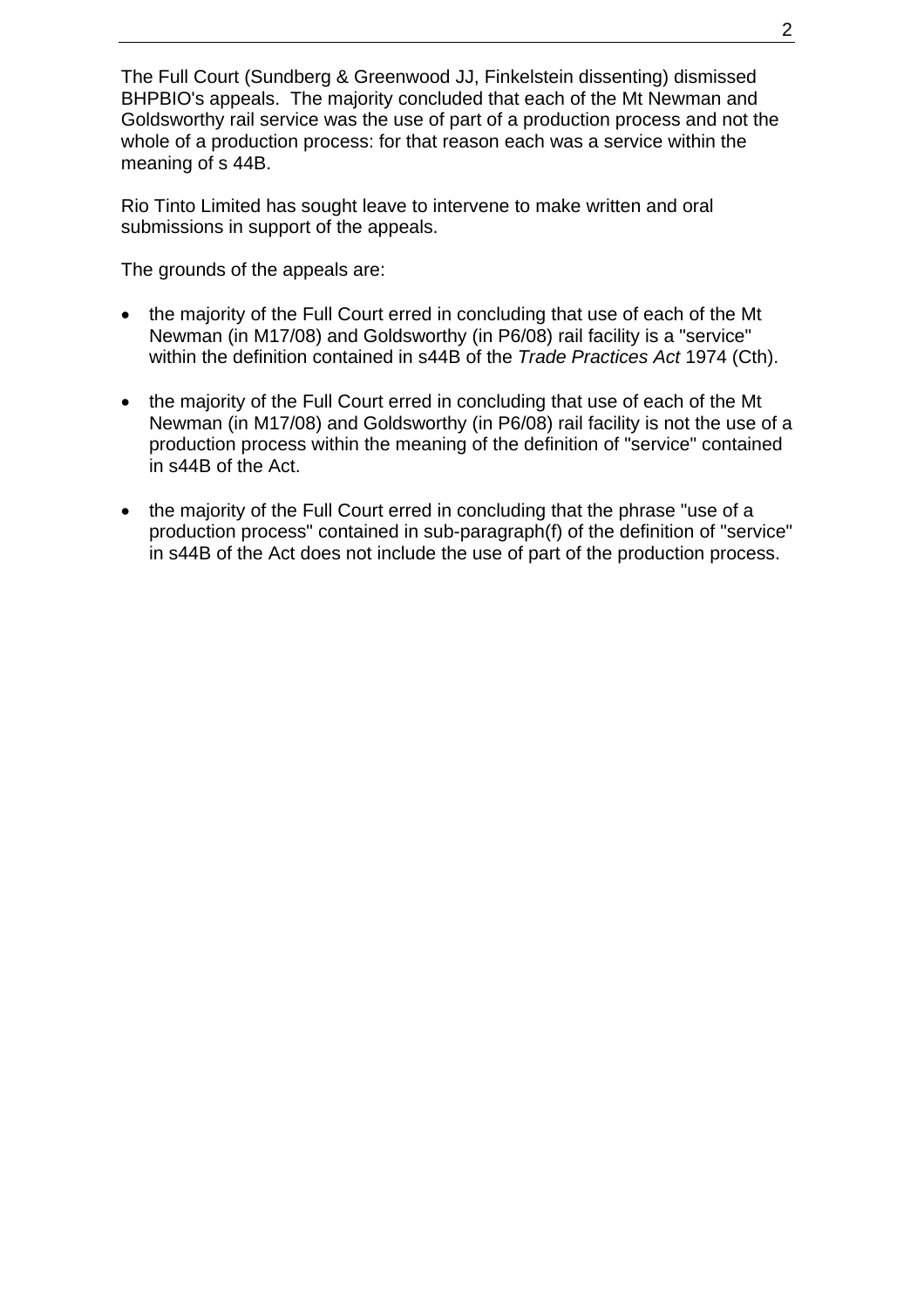The Full Court (Sundberg & Greenwood JJ, Finkelstein dissenting) dismissed BHPBIO's appeals. The majority concluded that each of the Mt Newman and Goldsworthy rail service was the use of part of a production process and not the whole of a production process: for that reason each was a service within the meaning of s 44B.

Rio Tinto Limited has sought leave to intervene to make written and oral submissions in support of the appeals.

The grounds of the appeals are:

- the majority of the Full Court erred in concluding that use of each of the Mt Newman (in M17/08) and Goldsworthy (in P6/08) rail facility is a "service" within the definition contained in s44B of the *Trade Practices Act* 1974 (Cth).

- the majority of the Full Court erred in concluding that use of each of the Mt Newman (in M17/08) and Goldsworthy (in P6/08) rail facility is not the use of a production process within the meaning of the definition of "service" contained in s44B of the Act.

- the majority of the Full Court erred in concluding that the phrase "use of a production process" contained in sub-paragraph(f) of the definition of "service" in s44B of the Act does not include the use of part of the production process.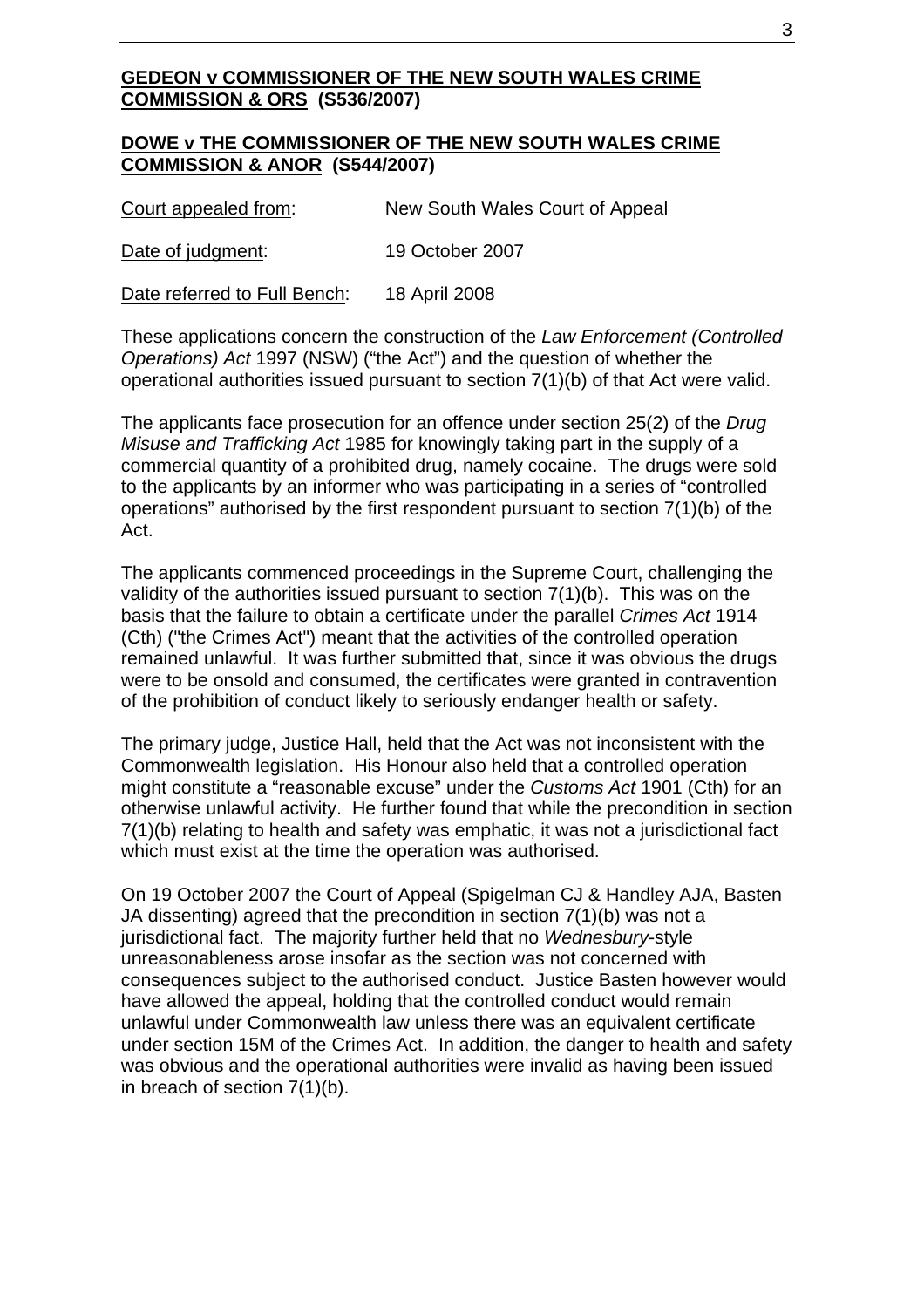**<u>GEDEON v COMMISSIONER OF THE NEW SOUTH WALES CRIME COMMISSION & ORS</u> (S536/2007)**

**<u>DOWE v THE COMMISSIONER OF THE NEW SOUTH WALES CRIME COMMISSION & ANOR</u> (S544/2007)**

<u>Court appealed from</u>: New South Wales Court of Appeal

<u>Date of judgment</u>: 19 October 2007

<u>Date referred to Full Bench</u>: 18 April 2008

These applications concern the construction of the *Law Enforcement (Controlled Operations) Act* 1997 (NSW) ("the Act") and the question of whether the operational authorities issued pursuant to section 7(1)(b) of that Act were valid.

The applicants face prosecution for an offence under section 25(2) of the *Drug Misuse and Trafficking Act* 1985 for knowingly taking part in the supply of a commercial quantity of a prohibited drug, namely cocaine. The drugs were sold to the applicants by an informer who was participating in a series of "controlled operations" authorised by the first respondent pursuant to section 7(1)(b) of the Act.

The applicants commenced proceedings in the Supreme Court, challenging the validity of the authorities issued pursuant to section 7(1)(b). This was on the basis that the failure to obtain a certificate under the parallel *Crimes Act* 1914 (Cth) ("the Crimes Act") meant that the activities of the controlled operation remained unlawful. It was further submitted that, since it was obvious the drugs were to be onsold and consumed, the certificates were granted in contravention of the prohibition of conduct likely to seriously endanger health or safety.

The primary judge, Justice Hall, held that the Act was not inconsistent with the Commonwealth legislation. His Honour also held that a controlled operation might constitute a "reasonable excuse" under the *Customs Act* 1901 (Cth) for an otherwise unlawful activity. He further found that while the precondition in section 7(1)(b) relating to health and safety was emphatic, it was not a jurisdictional fact which must exist at the time the operation was authorised.

On 19 October 2007 the Court of Appeal (Spigelman CJ & Handley AJA, Basten JA dissenting) agreed that the precondition in section 7(1)(b) was not a jurisdictional fact. The majority further held that no *Wednesbury*-style unreasonableness arose insofar as the section was not concerned with consequences subject to the authorised conduct. Justice Basten however would have allowed the appeal, holding that the controlled conduct would remain unlawful under Commonwealth law unless there was an equivalent certificate under section 15M of the Crimes Act. In addition, the danger to health and safety was obvious and the operational authorities were invalid as having been issued in breach of section 7(1)(b).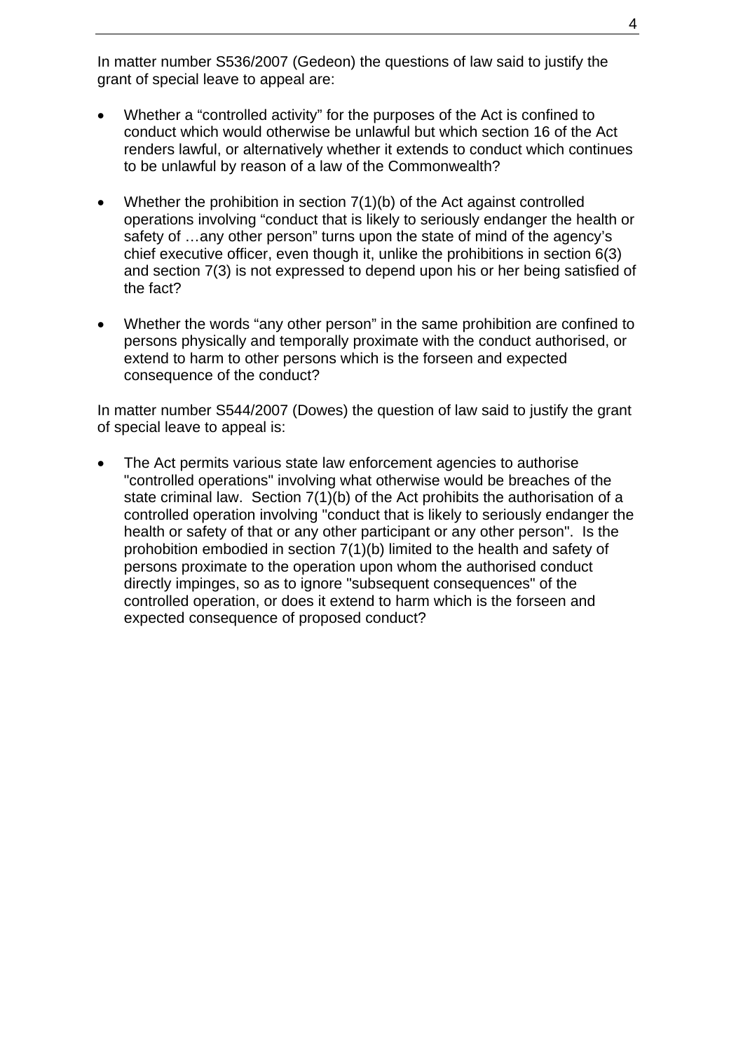In matter number S536/2007 (Gedeon) the questions of law said to justify the grant of special leave to appeal are:

- Whether a "controlled activity" for the purposes of the Act is confined to conduct which would otherwise be unlawful but which section 16 of the Act renders lawful, or alternatively whether it extends to conduct which continues to be unlawful by reason of a law of the Commonwealth?

- Whether the prohibition in section 7(1)(b) of the Act against controlled operations involving "conduct that is likely to seriously endanger the health or safety of …any other person" turns upon the state of mind of the agency's chief executive officer, even though it, unlike the prohibitions in section 6(3) and section 7(3) is not expressed to depend upon his or her being satisfied of the fact?

- Whether the words "any other person" in the same prohibition are confined to persons physically and temporally proximate with the conduct authorised, or extend to harm to other persons which is the forseen and expected consequence of the conduct?

In matter number S544/2007 (Dowes) the question of law said to justify the grant of special leave to appeal is:

- The Act permits various state law enforcement agencies to authorise "controlled operations" involving what otherwise would be breaches of the state criminal law. Section 7(1)(b) of the Act prohibits the authorisation of a controlled operation involving "conduct that is likely to seriously endanger the health or safety of that or any other participant or any other person". Is the prohobition embodied in section 7(1)(b) limited to the health and safety of persons proximate to the operation upon whom the authorised conduct directly impinges, so as to ignore "subsequent consequences" of the controlled operation, or does it extend to harm which is the forseen and expected consequence of proposed conduct?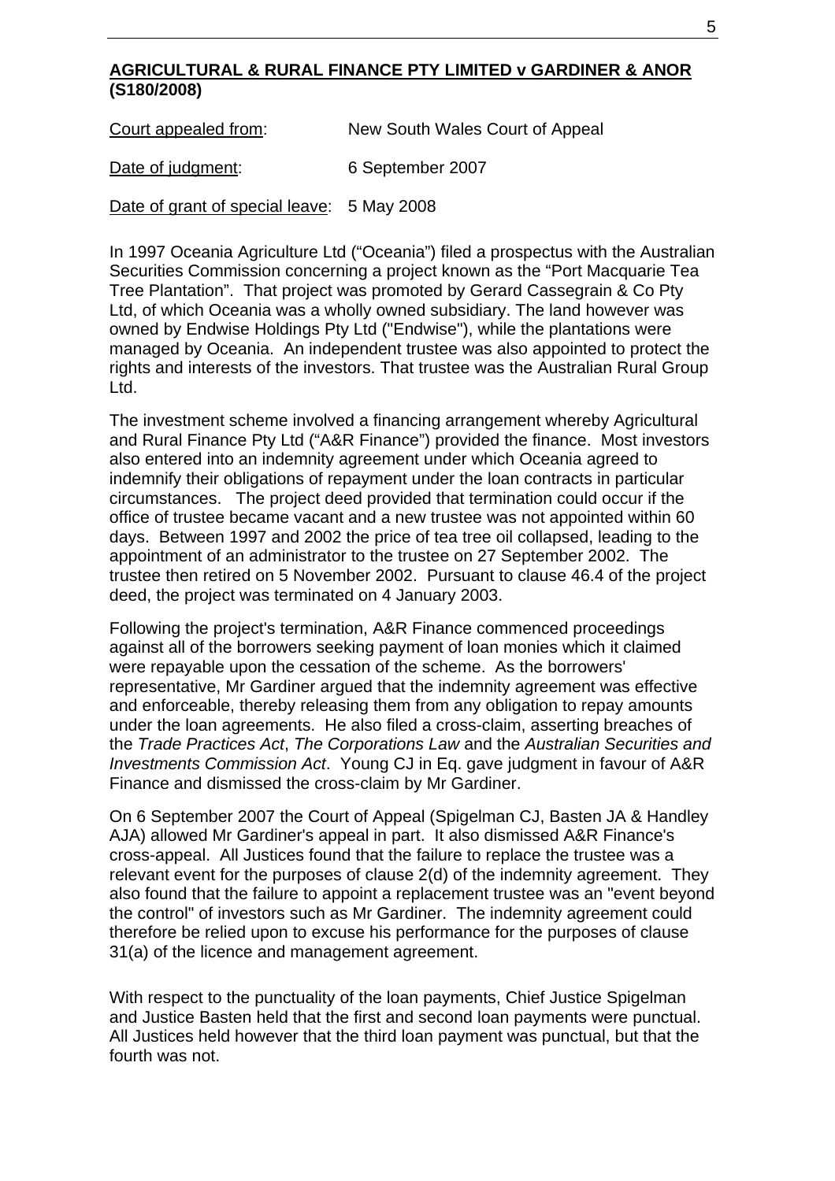**AGRICULTURAL & RURAL FINANCE PTY LIMITED v GARDINER & ANOR (S180/2008)**

Court appealed from: New South Wales Court of Appeal

Date of judgment: 6 September 2007

Date of grant of special leave: 5 May 2008

In 1997 Oceania Agriculture Ltd ("Oceania") filed a prospectus with the Australian Securities Commission concerning a project known as the "Port Macquarie Tea Tree Plantation". That project was promoted by Gerard Cassegrain & Co Pty Ltd, of which Oceania was a wholly owned subsidiary. The land however was owned by Endwise Holdings Pty Ltd ("Endwise"), while the plantations were managed by Oceania. An independent trustee was also appointed to protect the rights and interests of the investors. That trustee was the Australian Rural Group Ltd.

The investment scheme involved a financing arrangement whereby Agricultural and Rural Finance Pty Ltd ("A&R Finance") provided the finance. Most investors also entered into an indemnity agreement under which Oceania agreed to indemnify their obligations of repayment under the loan contracts in particular circumstances. The project deed provided that termination could occur if the office of trustee became vacant and a new trustee was not appointed within 60 days. Between 1997 and 2002 the price of tea tree oil collapsed, leading to the appointment of an administrator to the trustee on 27 September 2002. The trustee then retired on 5 November 2002. Pursuant to clause 46.4 of the project deed, the project was terminated on 4 January 2003.

Following the project's termination, A&R Finance commenced proceedings against all of the borrowers seeking payment of loan monies which it claimed were repayable upon the cessation of the scheme. As the borrowers' representative, Mr Gardiner argued that the indemnity agreement was effective and enforceable, thereby releasing them from any obligation to repay amounts under the loan agreements. He also filed a cross-claim, asserting breaches of the *Trade Practices Act*, *The Corporations Law* and the *Australian Securities and Investments Commission Act*. Young CJ in Eq. gave judgment in favour of A&R Finance and dismissed the cross-claim by Mr Gardiner.

On 6 September 2007 the Court of Appeal (Spigelman CJ, Basten JA & Handley AJA) allowed Mr Gardiner's appeal in part. It also dismissed A&R Finance's cross-appeal. All Justices found that the failure to replace the trustee was a relevant event for the purposes of clause 2(d) of the indemnity agreement. They also found that the failure to appoint a replacement trustee was an "event beyond the control" of investors such as Mr Gardiner. The indemnity agreement could therefore be relied upon to excuse his performance for the purposes of clause 31(a) of the licence and management agreement.

With respect to the punctuality of the loan payments, Chief Justice Spigelman and Justice Basten held that the first and second loan payments were punctual. All Justices held however that the third loan payment was punctual, but that the fourth was not.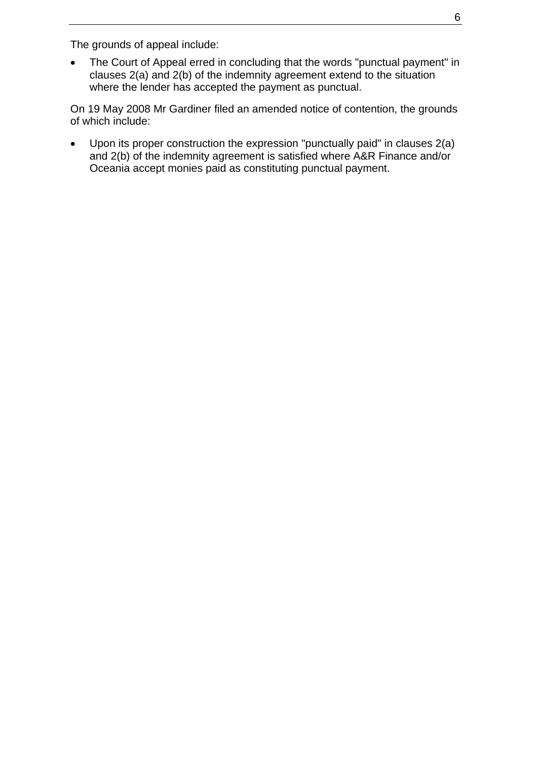The grounds of appeal include:

- The Court of Appeal erred in concluding that the words "punctual payment" in clauses 2(a) and 2(b) of the indemnity agreement extend to the situation where the lender has accepted the payment as punctual.

On 19 May 2008 Mr Gardiner filed an amended notice of contention, the grounds of which include:

- Upon its proper construction the expression "punctually paid" in clauses 2(a) and 2(b) of the indemnity agreement is satisfied where A&R Finance and/or Oceania accept monies paid as constituting punctual payment.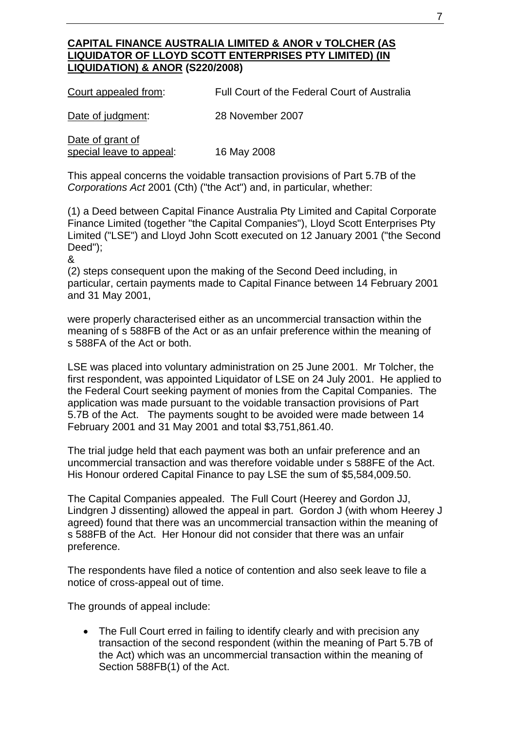**CAPITAL FINANCE AUSTRALIA LIMITED & ANOR v TOLCHER (AS LIQUIDATOR OF LLOYD SCOTT ENTERPRISES PTY LIMITED) (IN LIQUIDATION) & ANOR (S220/2008)**

| | |
|---|---|
| Court appealed from: | Full Court of the Federal Court of Australia |
| Date of judgment: | 28 November 2007 |
| Date of grant of special leave to appeal: | 16 May 2008 |

This appeal concerns the voidable transaction provisions of Part 5.7B of the *Corporations Act* 2001 (Cth) ("the Act") and, in particular, whether:

(1) a Deed between Capital Finance Australia Pty Limited and Capital Corporate Finance Limited (together "the Capital Companies"), Lloyd Scott Enterprises Pty Limited ("LSE") and Lloyd John Scott executed on 12 January 2001 ("the Second Deed");

&

(2) steps consequent upon the making of the Second Deed including, in particular, certain payments made to Capital Finance between 14 February 2001 and 31 May 2001,

were properly characterised either as an uncommercial transaction within the meaning of s 588FB of the Act or as an unfair preference within the meaning of s 588FA of the Act or both.

LSE was placed into voluntary administration on 25 June 2001. Mr Tolcher, the first respondent, was appointed Liquidator of LSE on 24 July 2001. He applied to the Federal Court seeking payment of monies from the Capital Companies. The application was made pursuant to the voidable transaction provisions of Part 5.7B of the Act. The payments sought to be avoided were made between 14 February 2001 and 31 May 2001 and total $3,751,861.40.

The trial judge held that each payment was both an unfair preference and an uncommercial transaction and was therefore voidable under s 588FE of the Act. His Honour ordered Capital Finance to pay LSE the sum of $5,584,009.50.

The Capital Companies appealed. The Full Court (Heerey and Gordon JJ, Lindgren J dissenting) allowed the appeal in part. Gordon J (with whom Heerey J agreed) found that there was an uncommercial transaction within the meaning of s 588FB of the Act. Her Honour did not consider that there was an unfair preference.

The respondents have filed a notice of contention and also seek leave to file a notice of cross-appeal out of time.

The grounds of appeal include:

- The Full Court erred in failing to identify clearly and with precision any transaction of the second respondent (within the meaning of Part 5.7B of the Act) which was an uncommercial transaction within the meaning of Section 588FB(1) of the Act.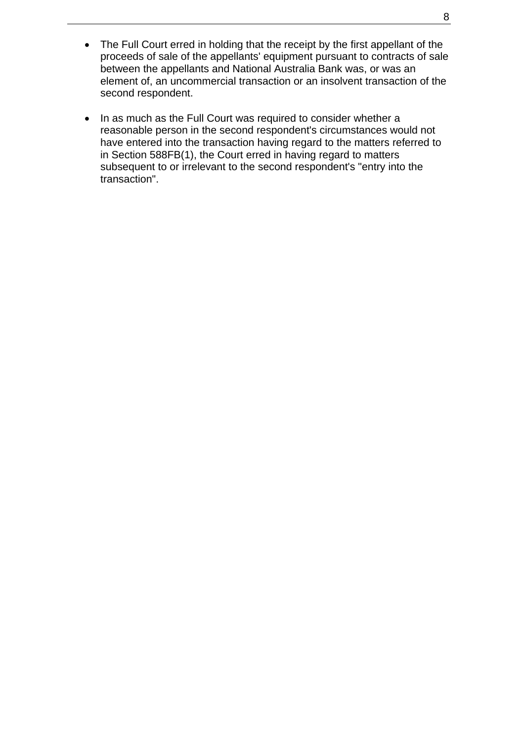- The Full Court erred in holding that the receipt by the first appellant of the proceeds of sale of the appellants' equipment pursuant to contracts of sale between the appellants and National Australia Bank was, or was an element of, an uncommercial transaction or an insolvent transaction of the second respondent.

- In as much as the Full Court was required to consider whether a reasonable person in the second respondent's circumstances would not have entered into the transaction having regard to the matters referred to in Section 588FB(1), the Court erred in having regard to matters subsequent to or irrelevant to the second respondent's "entry into the transaction".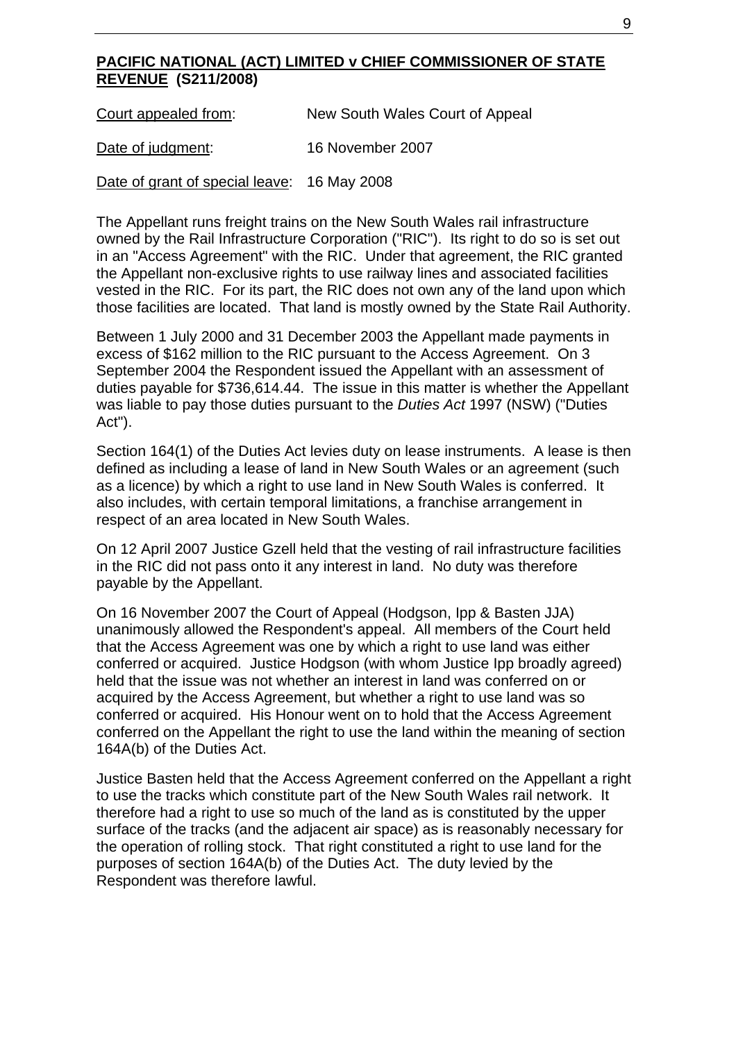**PACIFIC NATIONAL (ACT) LIMITED v CHIEF COMMISSIONER OF STATE REVENUE (S211/2008)**

Court appealed from: New South Wales Court of Appeal

Date of judgment: 16 November 2007

Date of grant of special leave: 16 May 2008

The Appellant runs freight trains on the New South Wales rail infrastructure owned by the Rail Infrastructure Corporation ("RIC"). Its right to do so is set out in an "Access Agreement" with the RIC. Under that agreement, the RIC granted the Appellant non-exclusive rights to use railway lines and associated facilities vested in the RIC. For its part, the RIC does not own any of the land upon which those facilities are located. That land is mostly owned by the State Rail Authority.

Between 1 July 2000 and 31 December 2003 the Appellant made payments in excess of $162 million to the RIC pursuant to the Access Agreement. On 3 September 2004 the Respondent issued the Appellant with an assessment of duties payable for $736,614.44. The issue in this matter is whether the Appellant was liable to pay those duties pursuant to the *Duties Act* 1997 (NSW) ("Duties Act").

Section 164(1) of the Duties Act levies duty on lease instruments. A lease is then defined as including a lease of land in New South Wales or an agreement (such as a licence) by which a right to use land in New South Wales is conferred. It also includes, with certain temporal limitations, a franchise arrangement in respect of an area located in New South Wales.

On 12 April 2007 Justice Gzell held that the vesting of rail infrastructure facilities in the RIC did not pass onto it any interest in land. No duty was therefore payable by the Appellant.

On 16 November 2007 the Court of Appeal (Hodgson, Ipp & Basten JJA) unanimously allowed the Respondent's appeal. All members of the Court held that the Access Agreement was one by which a right to use land was either conferred or acquired. Justice Hodgson (with whom Justice Ipp broadly agreed) held that the issue was not whether an interest in land was conferred on or acquired by the Access Agreement, but whether a right to use land was so conferred or acquired. His Honour went on to hold that the Access Agreement conferred on the Appellant the right to use the land within the meaning of section 164A(b) of the Duties Act.

Justice Basten held that the Access Agreement conferred on the Appellant a right to use the tracks which constitute part of the New South Wales rail network. It therefore had a right to use so much of the land as is constituted by the upper surface of the tracks (and the adjacent air space) as is reasonably necessary for the operation of rolling stock. That right constituted a right to use land for the purposes of section 164A(b) of the Duties Act. The duty levied by the Respondent was therefore lawful.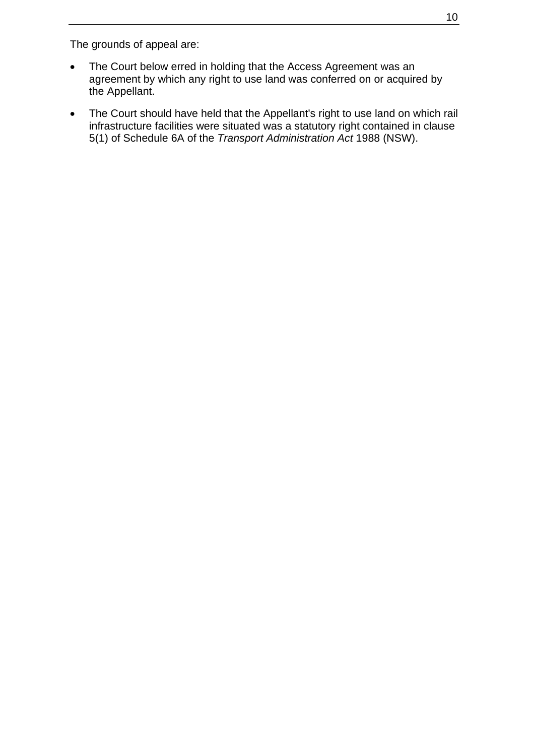The grounds of appeal are:

- The Court below erred in holding that the Access Agreement was an agreement by which any right to use land was conferred on or acquired by the Appellant.
- The Court should have held that the Appellant's right to use land on which rail infrastructure facilities were situated was a statutory right contained in clause 5(1) of Schedule 6A of the *Transport Administration Act* 1988 (NSW).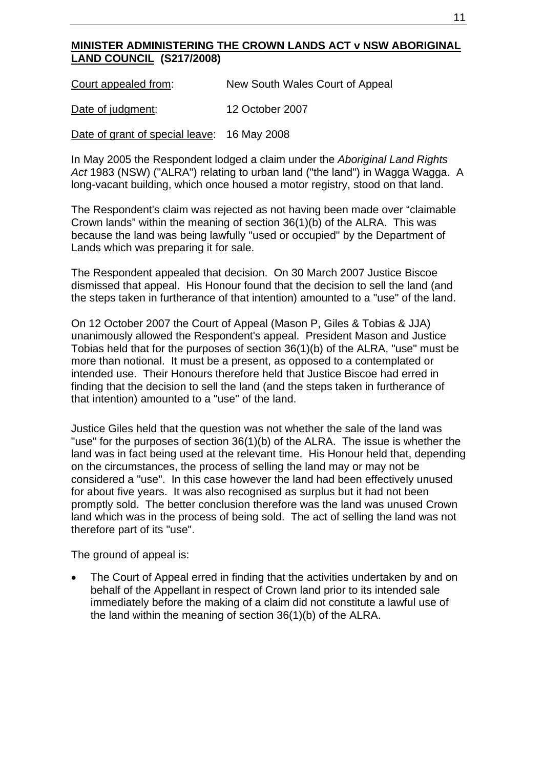**MINISTER ADMINISTERING THE CROWN LANDS ACT v NSW ABORIGINAL LAND COUNCIL (S217/2008)**

Court appealed from: New South Wales Court of Appeal

Date of judgment: 12 October 2007

Date of grant of special leave: 16 May 2008

In May 2005 the Respondent lodged a claim under the *Aboriginal Land Rights Act* 1983 (NSW) ("ALRA") relating to urban land ("the land") in Wagga Wagga. A long-vacant building, which once housed a motor registry, stood on that land.

The Respondent's claim was rejected as not having been made over "claimable Crown lands" within the meaning of section 36(1)(b) of the ALRA. This was because the land was being lawfully "used or occupied" by the Department of Lands which was preparing it for sale.

The Respondent appealed that decision. On 30 March 2007 Justice Biscoe dismissed that appeal. His Honour found that the decision to sell the land (and the steps taken in furtherance of that intention) amounted to a "use" of the land.

On 12 October 2007 the Court of Appeal (Mason P, Giles & Tobias & JJA) unanimously allowed the Respondent's appeal. President Mason and Justice Tobias held that for the purposes of section 36(1)(b) of the ALRA, "use" must be more than notional. It must be a present, as opposed to a contemplated or intended use. Their Honours therefore held that Justice Biscoe had erred in finding that the decision to sell the land (and the steps taken in furtherance of that intention) amounted to a "use" of the land.

Justice Giles held that the question was not whether the sale of the land was "use" for the purposes of section 36(1)(b) of the ALRA. The issue is whether the land was in fact being used at the relevant time. His Honour held that, depending on the circumstances, the process of selling the land may or may not be considered a "use". In this case however the land had been effectively unused for about five years. It was also recognised as surplus but it had not been promptly sold. The better conclusion therefore was the land was unused Crown land which was in the process of being sold. The act of selling the land was not therefore part of its "use".

The ground of appeal is:

- The Court of Appeal erred in finding that the activities undertaken by and on behalf of the Appellant in respect of Crown land prior to its intended sale immediately before the making of a claim did not constitute a lawful use of the land within the meaning of section 36(1)(b) of the ALRA.